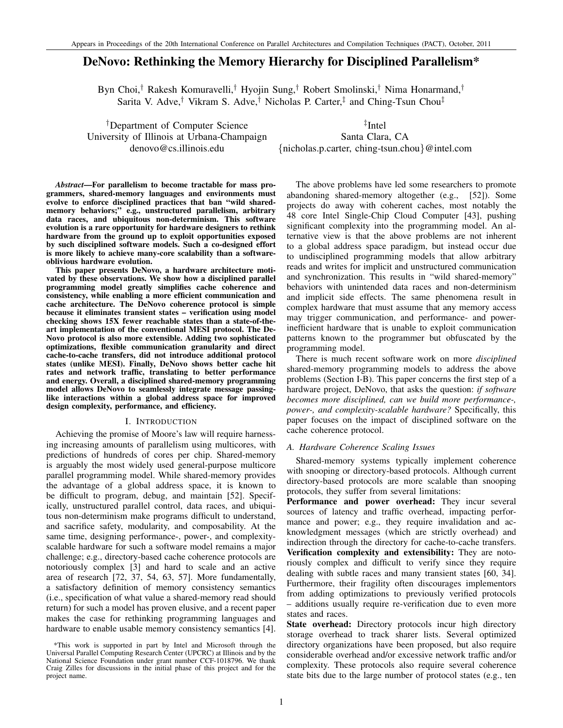# DeNovo: Rethinking the Memory Hierarchy for Disciplined Parallelism*

Byn Choi,[†] Rakesh Komuravelli,[†] Hyojin Sung,[†] Robert Smolinski,[†] Nima Honarmand,[†] Sarita V. Adve,[†] Vikram S. Adve,[†] Nicholas P. Carter,[‡] and Ching-Tsun Chou[‡]

[†]Department of Computer Science
University of Illinois at Urbana-Champaign
denovo@cs.illinois.edu

[‡]Intel
Santa Clara, CA
{nicholas.p.carter, ching-tsun.chou}@intel.com

***Abstract*—For parallelism to become tractable for mass programmers, shared-memory languages and environments must evolve to enforce disciplined practices that ban "wild shared-memory behaviors;" e.g., unstructured parallelism, arbitrary data races, and ubiquitous non-determinism. This software evolution is a rare opportunity for hardware designers to rethink hardware from the ground up to exploit opportunities exposed by such disciplined software models. Such a co-designed effort is more likely to achieve many-core scalability than a software-oblivious hardware evolution.**

**This paper presents DeNovo, a hardware architecture motivated by these observations. We show how a disciplined parallel programming model greatly simplifies cache coherence and consistency, while enabling a more efficient communication and cache architecture. The DeNovo coherence protocol is simple because it eliminates transient states – verification using model checking shows 15X fewer reachable states than a state-of-the-art implementation of the conventional MESI protocol. The DeNovo protocol is also more extensible. Adding two sophisticated optimizations, flexible communication granularity and direct cache-to-cache transfers, did not introduce additional protocol states (unlike MESI). Finally, DeNovo shows better cache hit rates and network traffic, translating to better performance and energy. Overall, a disciplined shared-memory programming model allows DeNovo to seamlessly integrate message passing-like interactions within a global address space for improved design complexity, performance, and efficiency.**

## I. Introduction

Achieving the promise of Moore's law will require harnessing increasing amounts of parallelism using multicores, with predictions of hundreds of cores per chip. Shared-memory is arguably the most widely used general-purpose multicore parallel programming model. While shared-memory provides the advantage of a global address space, it is known to be difficult to program, debug, and maintain [52]. Specifically, unstructured parallel control, data races, and ubiquitous non-determinism make programs difficult to understand, and sacrifice safety, modularity, and composability. At the same time, designing performance-, power-, and complexity-scalable hardware for such a software model remains a major challenge; e.g., directory-based cache coherence protocols are notoriously complex [3] and hard to scale and an active area of research [72, 37, 54, 63, 57]. More fundamentally, a satisfactory definition of memory consistency semantics (i.e., specification of what value a shared-memory read should return) for such a model has proven elusive, and a recent paper makes the case for rethinking programming languages and hardware to enable usable memory consistency semantics [4].

*This work is supported in part by Intel and Microsoft through the Universal Parallel Computing Research Center (UPCRC) at Illinois and by the National Science Foundation under grant number CCF-1018796. We thank Craig Zilles for discussions in the initial phase of this project and for the project name.

The above problems have led some researchers to promote abandoning shared-memory altogether (e.g., [52]). Some projects do away with coherent caches, most notably the 48 core Intel Single-Chip Cloud Computer [43], pushing significant complexity into the programming model. An alternative view is that the above problems are not inherent to a global address space paradigm, but instead occur due to undisciplined programming models that allow arbitrary reads and writes for implicit and unstructured communication and synchronization. This results in "wild shared-memory" behaviors with unintended data races and non-determinism and implicit side effects. The same phenomena result in complex hardware that must assume that any memory access may trigger communication, and performance- and power-inefficient hardware that is unable to exploit communication patterns known to the programmer but obfuscated by the programming model.

There is much recent software work on more *disciplined* shared-memory programming models to address the above problems (Section I-B). This paper concerns the first step of a hardware project, DeNovo, that asks the question: *if software becomes more disciplined, can we build more performance-, power-, and complexity-scalable hardware?* Specifically, this paper focuses on the impact of disciplined software on the cache coherence protocol.

### A. Hardware Coherence Scaling Issues

Shared-memory systems typically implement coherence with snooping or directory-based protocols. Although current directory-based protocols are more scalable than snooping protocols, they suffer from several limitations:

**Performance and power overhead:** They incur several sources of latency and traffic overhead, impacting performance and power; e.g., they require invalidation and acknowledgment messages (which are strictly overhead) and indirection through the directory for cache-to-cache transfers.

**Verification complexity and extensibility:** They are notoriously complex and difficult to verify since they require dealing with subtle races and many transient states [60, 34]. Furthermore, their fragility often discourages implementors from adding optimizations to previously verified protocols – additions usually require re-verification due to even more states and races.

**State overhead:** Directory protocols incur high directory storage overhead to track sharer lists. Several optimized directory organizations have been proposed, but also require considerable overhead and/or excessive network traffic and/or complexity. These protocols also require several coherence state bits due to the large number of protocol states (e.g., ten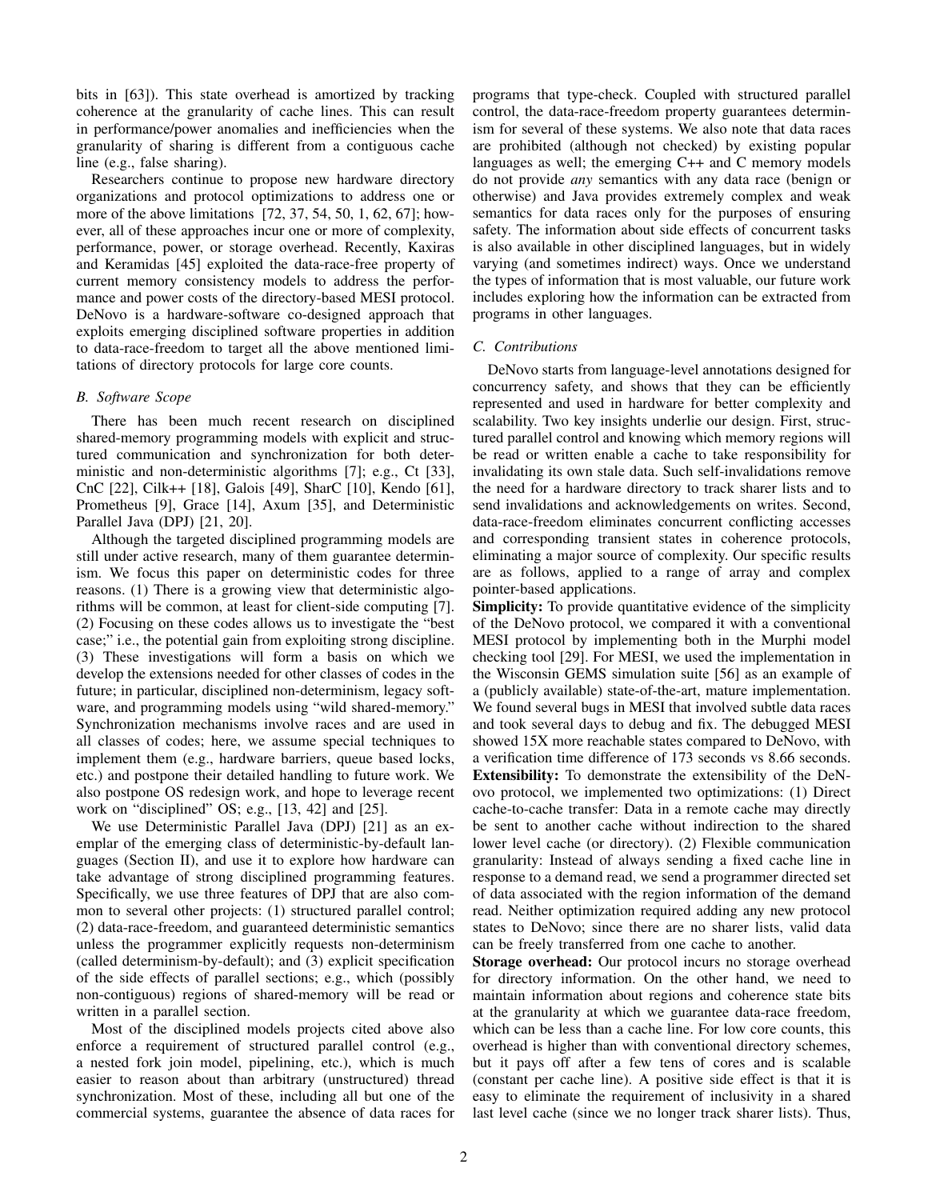bits in [63]). This state overhead is amortized by tracking coherence at the granularity of cache lines. This can result in performance/power anomalies and inefficiencies when the granularity of sharing is different from a contiguous cache line (e.g., false sharing).

Researchers continue to propose new hardware directory organizations and protocol optimizations to address one or more of the above limitations [72, 37, 54, 50, 1, 62, 67]; however, all of these approaches incur one or more of complexity, performance, power, or storage overhead. Recently, Kaxiras and Keramidas [45] exploited the data-race-free property of current memory consistency models to address the performance and power costs of the directory-based MESI protocol. DeNovo is a hardware-software co-designed approach that exploits emerging disciplined software properties in addition to data-race-freedom to target all the above mentioned limitations of directory protocols for large core counts.

### B. Software Scope

There has been much recent research on disciplined shared-memory programming models with explicit and structured communication and synchronization for both deterministic and non-deterministic algorithms [7]; e.g., Ct [33], CnC [22], Cilk++ [18], Galois [49], SharC [10], Kendo [61], Prometheus [9], Grace [14], Axum [35], and Deterministic Parallel Java (DPJ) [21, 20].

Although the targeted disciplined programming models are still under active research, many of them guarantee determinism. We focus this paper on deterministic codes for three reasons. (1) There is a growing view that deterministic algorithms will be common, at least for client-side computing [7]. (2) Focusing on these codes allows us to investigate the "best case;" i.e., the potential gain from exploiting strong discipline. (3) These investigations will form a basis on which we develop the extensions needed for other classes of codes in the future; in particular, disciplined non-determinism, legacy software, and programming models using "wild shared-memory." Synchronization mechanisms involve races and are used in all classes of codes; here, we assume special techniques to implement them (e.g., hardware barriers, queue based locks, etc.) and postpone their detailed handling to future work. We also postpone OS redesign work, and hope to leverage recent work on "disciplined" OS; e.g., [13, 42] and [25].

We use Deterministic Parallel Java (DPJ) [21] as an exemplar of the emerging class of deterministic-by-default languages (Section II), and use it to explore how hardware can take advantage of strong disciplined programming features. Specifically, we use three features of DPJ that are also common to several other projects: (1) structured parallel control; (2) data-race-freedom, and guaranteed deterministic semantics unless the programmer explicitly requests non-determinism (called determinism-by-default); and (3) explicit specification of the side effects of parallel sections; e.g., which (possibly non-contiguous) regions of shared-memory will be read or written in a parallel section.

Most of the disciplined models projects cited above also enforce a requirement of structured parallel control (e.g., a nested fork join model, pipelining, etc.), which is much easier to reason about than arbitrary (unstructured) thread synchronization. Most of these, including all but one of the commercial systems, guarantee the absence of data races for programs that type-check. Coupled with structured parallel control, the data-race-freedom property guarantees determinism for several of these systems. We also note that data races are prohibited (although not checked) by existing popular languages as well; the emerging C++ and C memory models do not provide *any* semantics with any data race (benign or otherwise) and Java provides extremely complex and weak semantics for data races only for the purposes of ensuring safety. The information about side effects of concurrent tasks is also available in other disciplined languages, but in widely varying (and sometimes indirect) ways. Once we understand the types of information that is most valuable, our future work includes exploring how the information can be extracted from programs in other languages.

### C. Contributions

DeNovo starts from language-level annotations designed for concurrency safety, and shows that they can be efficiently represented and used in hardware for better complexity and scalability. Two key insights underlie our design. First, structured parallel control and knowing which memory regions will be read or written enable a cache to take responsibility for invalidating its own stale data. Such self-invalidations remove the need for a hardware directory to track sharer lists and to send invalidations and acknowledgements on writes. Second, data-race-freedom eliminates concurrent conflicting accesses and corresponding transient states in coherence protocols, eliminating a major source of complexity. Our specific results are as follows, applied to a range of array and complex pointer-based applications.

**Simplicity:** To provide quantitative evidence of the simplicity of the DeNovo protocol, we compared it with a conventional MESI protocol by implementing both in the Murphi model checking tool [29]. For MESI, we used the implementation in the Wisconsin GEMS simulation suite [56] as an example of a (publicly available) state-of-the-art, mature implementation. We found several bugs in MESI that involved subtle data races and took several days to debug and fix. The debugged MESI showed 15X more reachable states compared to DeNovo, with a verification time difference of 173 seconds vs 8.66 seconds.

**Extensibility:** To demonstrate the extensibility of the DeNovo protocol, we implemented two optimizations: (1) Direct cache-to-cache transfer: Data in a remote cache may directly be sent to another cache without indirection to the shared lower level cache (or directory). (2) Flexible communication granularity: Instead of always sending a fixed cache line in response to a demand read, we send a programmer directed set of data associated with the region information of the demand read. Neither optimization required adding any new protocol states to DeNovo; since there are no sharer lists, valid data can be freely transferred from one cache to another.

**Storage overhead:** Our protocol incurs no storage overhead for directory information. On the other hand, we need to maintain information about regions and coherence state bits at the granularity at which we guarantee data-race freedom, which can be less than a cache line. For low core counts, this overhead is higher than with conventional directory schemes, but it pays off after a few tens of cores and is scalable (constant per cache line). A positive side effect is that it is easy to eliminate the requirement of inclusivity in a shared last level cache (since we no longer track sharer lists). Thus,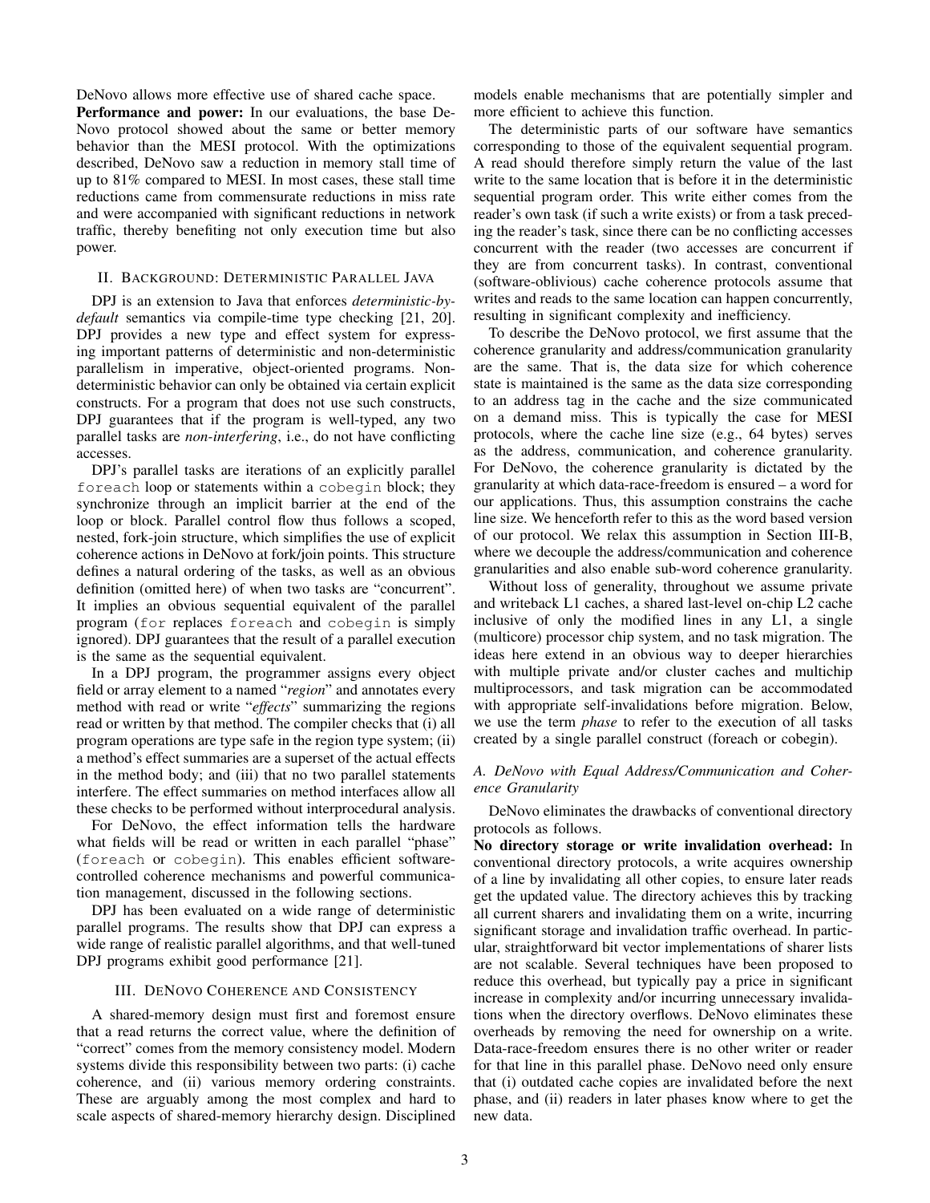DeNovo allows more effective use of shared cache space.

**Performance and power:** In our evaluations, the base DeNovo protocol showed about the same or better memory behavior than the MESI protocol. With the optimizations described, DeNovo saw a reduction in memory stall time of up to 81% compared to MESI. In most cases, these stall time reductions came from commensurate reductions in miss rate and were accompanied with significant reductions in network traffic, thereby benefiting not only execution time but also power.

## II. Background: Deterministic Parallel Java

DPJ is an extension to Java that enforces *deterministic-by-default* semantics via compile-time type checking [21, 20]. DPJ provides a new type and effect system for expressing important patterns of deterministic and non-deterministic parallelism in imperative, object-oriented programs. Non-deterministic behavior can only be obtained via certain explicit constructs. For a program that does not use such constructs, DPJ guarantees that if the program is well-typed, any two parallel tasks are *non-interfering*, i.e., do not have conflicting accesses.

DPJ's parallel tasks are iterations of an explicitly parallel `foreach` loop or statements within a `cobegin` block; they synchronize through an implicit barrier at the end of the loop or block. Parallel control flow thus follows a scoped, nested, fork-join structure, which simplifies the use of explicit coherence actions in DeNovo at fork/join points. This structure defines a natural ordering of the tasks, as well as an obvious definition (omitted here) of when two tasks are "concurrent". It implies an obvious sequential equivalent of the parallel program (`for` replaces `foreach` and `cobegin` is simply ignored). DPJ guarantees that the result of a parallel execution is the same as the sequential equivalent.

In a DPJ program, the programmer assigns every object field or array element to a named "*region*" and annotates every method with read or write "*effects*" summarizing the regions read or written by that method. The compiler checks that (i) all program operations are type safe in the region type system; (ii) a method's effect summaries are a superset of the actual effects in the method body; and (iii) that no two parallel statements interfere. The effect summaries on method interfaces allow all these checks to be performed without interprocedural analysis.

For DeNovo, the effect information tells the hardware what fields will be read or written in each parallel "phase" (`foreach` or `cobegin`). This enables efficient software-controlled coherence mechanisms and powerful communication management, discussed in the following sections.

DPJ has been evaluated on a wide range of deterministic parallel programs. The results show that DPJ can express a wide range of realistic parallel algorithms, and that well-tuned DPJ programs exhibit good performance [21].

## III. DeNovo Coherence and Consistency

A shared-memory design must first and foremost ensure that a read returns the correct value, where the definition of "correct" comes from the memory consistency model. Modern systems divide this responsibility between two parts: (i) cache coherence, and (ii) various memory ordering constraints. These are arguably among the most complex and hard to scale aspects of shared-memory hierarchy design. Disciplined models enable mechanisms that are potentially simpler and more efficient to achieve this function.

The deterministic parts of our software have semantics corresponding to those of the equivalent sequential program. A read should therefore simply return the value of the last write to the same location that is before it in the deterministic sequential program order. This write either comes from the reader's own task (if such a write exists) or from a task preceding the reader's task, since there can be no conflicting accesses concurrent with the reader (two accesses are concurrent if they are from concurrent tasks). In contrast, conventional (software-oblivious) cache coherence protocols assume that writes and reads to the same location can happen concurrently, resulting in significant complexity and inefficiency.

To describe the DeNovo protocol, we first assume that the coherence granularity and address/communication granularity are the same. That is, the data size for which coherence state is maintained is the same as the data size corresponding to an address tag in the cache and the size communicated on a demand miss. This is typically the case for MESI protocols, where the cache line size (e.g., 64 bytes) serves as the address, communication, and coherence granularity. For DeNovo, the coherence granularity is dictated by the granularity at which data-race-freedom is ensured – a word for our applications. Thus, this assumption constrains the cache line size. We henceforth refer to this as the word based version of our protocol. We relax this assumption in Section III-B, where we decouple the address/communication and coherence granularities and also enable sub-word coherence granularity.

Without loss of generality, throughout we assume private and writeback L1 caches, a shared last-level on-chip L2 cache inclusive of only the modified lines in any L1, a single (multicore) processor chip system, and no task migration. The ideas here extend in an obvious way to deeper hierarchies with multiple private and/or cluster caches and multichip multiprocessors, and task migration can be accommodated with appropriate self-invalidations before migration. Below, we use the term *phase* to refer to the execution of all tasks created by a single parallel construct (foreach or cobegin).

### A. DeNovo with Equal Address/Communication and Coherence Granularity

DeNovo eliminates the drawbacks of conventional directory protocols as follows.

**No directory storage or write invalidation overhead:** In conventional directory protocols, a write acquires ownership of a line by invalidating all other copies, to ensure later reads get the updated value. The directory achieves this by tracking all current sharers and invalidating them on a write, incurring significant storage and invalidation traffic overhead. In particular, straightforward bit vector implementations of sharer lists are not scalable. Several techniques have been proposed to reduce this overhead, but typically pay a price in significant increase in complexity and/or incurring unnecessary invalidations when the directory overflows. DeNovo eliminates these overheads by removing the need for ownership on a write. Data-race-freedom ensures there is no other writer or reader for that line in this parallel phase. DeNovo need only ensure that (i) outdated cache copies are invalidated before the next phase, and (ii) readers in later phases know where to get the new data.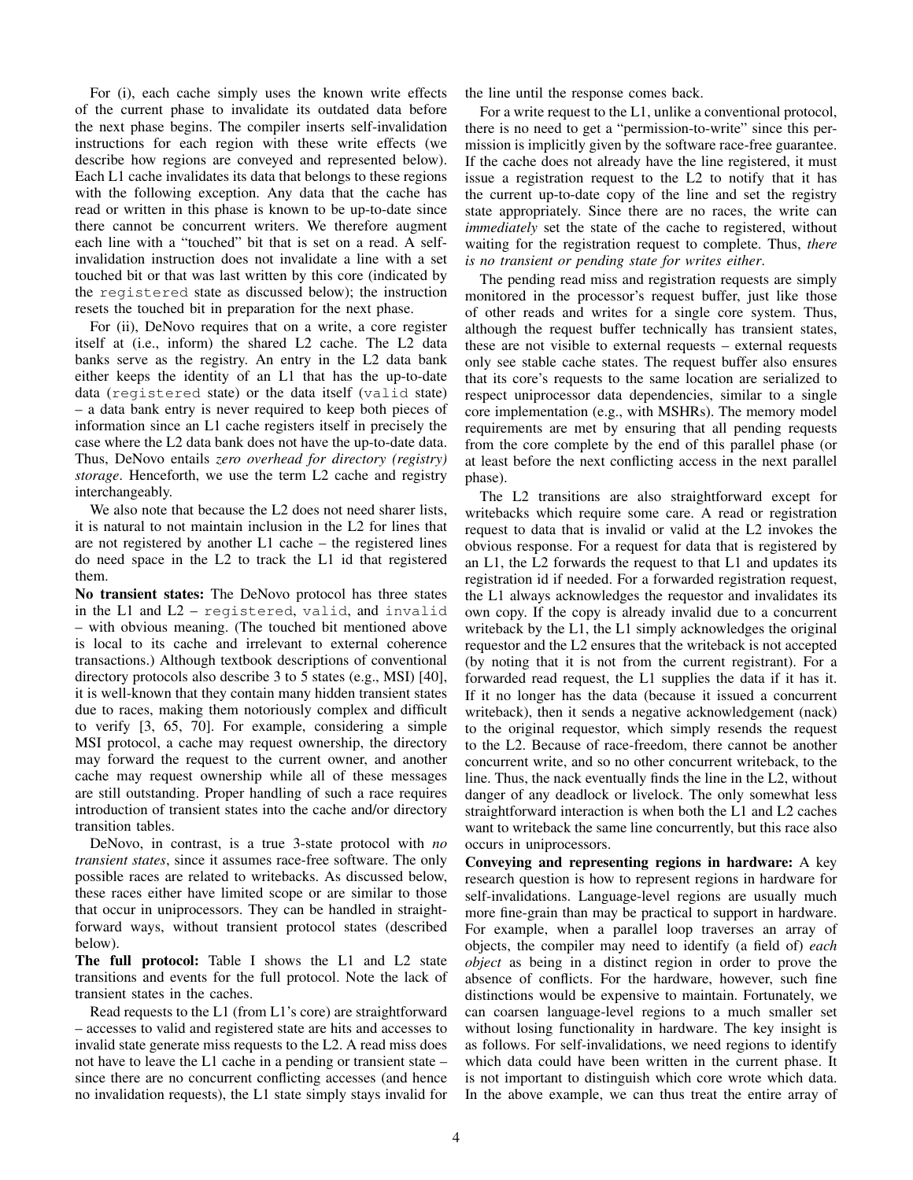For (i), each cache simply uses the known write effects of the current phase to invalidate its outdated data before the next phase begins. The compiler inserts self-invalidation instructions for each region with these write effects (we describe how regions are conveyed and represented below). Each L1 cache invalidates its data that belongs to these regions with the following exception. Any data that the cache has read or written in this phase is known to be up-to-date since there cannot be concurrent writers. We therefore augment each line with a "touched" bit that is set on a read. A self-invalidation instruction does not invalidate a line with a set touched bit or that was last written by this core (indicated by the `registered` state as discussed below); the instruction resets the touched bit in preparation for the next phase.

For (ii), DeNovo requires that on a write, a core register itself at (i.e., inform) the shared L2 cache. The L2 data banks serve as the registry. An entry in the L2 data bank either keeps the identity of an L1 that has the up-to-date data (`registered` state) or the data itself (`valid` state) – a data bank entry is never required to keep both pieces of information since an L1 cache registers itself in precisely the case where the L2 data bank does not have the up-to-date data. Thus, DeNovo entails *zero overhead for directory (registry) storage*. Henceforth, we use the term L2 cache and registry interchangeably.

We also note that because the L2 does not need sharer lists, it is natural to not maintain inclusion in the L2 for lines that are not registered by another L1 cache – the registered lines do need space in the L2 to track the L1 id that registered them.

**No transient states:** The DeNovo protocol has three states in the L1 and L2 – `registered`, `valid`, and `invalid` – with obvious meaning. (The touched bit mentioned above is local to its cache and irrelevant to external coherence transactions.) Although textbook descriptions of conventional directory protocols also describe 3 to 5 states (e.g., MSI) [40], it is well-known that they contain many hidden transient states due to races, making them notoriously complex and difficult to verify [3, 65, 70]. For example, considering a simple MSI protocol, a cache may request ownership, the directory may forward the request to the current owner, and another cache may request ownership while all of these messages are still outstanding. Proper handling of such a race requires introduction of transient states into the cache and/or directory transition tables.

DeNovo, in contrast, is a true 3-state protocol with *no transient states*, since it assumes race-free software. The only possible races are related to writebacks. As discussed below, these races either have limited scope or are similar to those that occur in uniprocessors. They can be handled in straightforward ways, without transient protocol states (described below).

**The full protocol:** Table I shows the L1 and L2 state transitions and events for the full protocol. Note the lack of transient states in the caches.

Read requests to the L1 (from L1's core) are straightforward – accesses to valid and registered state are hits and accesses to invalid state generate miss requests to the L2. A read miss does not have to leave the L1 cache in a pending or transient state – since there are no concurrent conflicting accesses (and hence no invalidation requests), the L1 state simply stays invalid for the line until the response comes back.

For a write request to the L1, unlike a conventional protocol, there is no need to get a "permission-to-write" since this permission is implicitly given by the software race-free guarantee. If the cache does not already have the line registered, it must issue a registration request to the L2 to notify that it has the current up-to-date copy of the line and set the registry state appropriately. Since there are no races, the write can *immediately* set the state of the cache to registered, without waiting for the registration request to complete. Thus, *there is no transient or pending state for writes either*.

The pending read miss and registration requests are simply monitored in the processor's request buffer, just like those of other reads and writes for a single core system. Thus, although the request buffer technically has transient states, these are not visible to external requests – external requests only see stable cache states. The request buffer also ensures that its core's requests to the same location are serialized to respect uniprocessor data dependencies, similar to a single core implementation (e.g., with MSHRs). The memory model requirements are met by ensuring that all pending requests from the core complete by the end of this parallel phase (or at least before the next conflicting access in the next parallel phase).

The L2 transitions are also straightforward except for writebacks which require some care. A read or registration request to data that is invalid or valid at the L2 invokes the obvious response. For a request for data that is registered by an L1, the L2 forwards the request to that L1 and updates its registration id if needed. For a forwarded registration request, the L1 always acknowledges the requestor and invalidates its own copy. If the copy is already invalid due to a concurrent writeback by the L1, the L1 simply acknowledges the original requestor and the L2 ensures that the writeback is not accepted (by noting that it is not from the current registrant). For a forwarded read request, the L1 supplies the data if it has it. If it no longer has the data (because it issued a concurrent writeback), then it sends a negative acknowledgement (nack) to the original requestor, which simply resends the request to the L2. Because of race-freedom, there cannot be another concurrent write, and so no other concurrent writeback, to the line. Thus, the nack eventually finds the line in the L2, without danger of any deadlock or livelock. The only somewhat less straightforward interaction is when both the L1 and L2 caches want to writeback the same line concurrently, but this race also occurs in uniprocessors.

**Conveying and representing regions in hardware:** A key research question is how to represent regions in hardware for self-invalidations. Language-level regions are usually much more fine-grain than may be practical to support in hardware. For example, when a parallel loop traverses an array of objects, the compiler may need to identify (a field of) *each object* as being in a distinct region in order to prove the absence of conflicts. For the hardware, however, such fine distinctions would be expensive to maintain. Fortunately, we can coarsen language-level regions to a much smaller set without losing functionality in hardware. The key insight is as follows. For self-invalidations, we need regions to identify which data could have been written in the current phase. It is not important to distinguish which core wrote which data. In the above example, we can thus treat the entire array of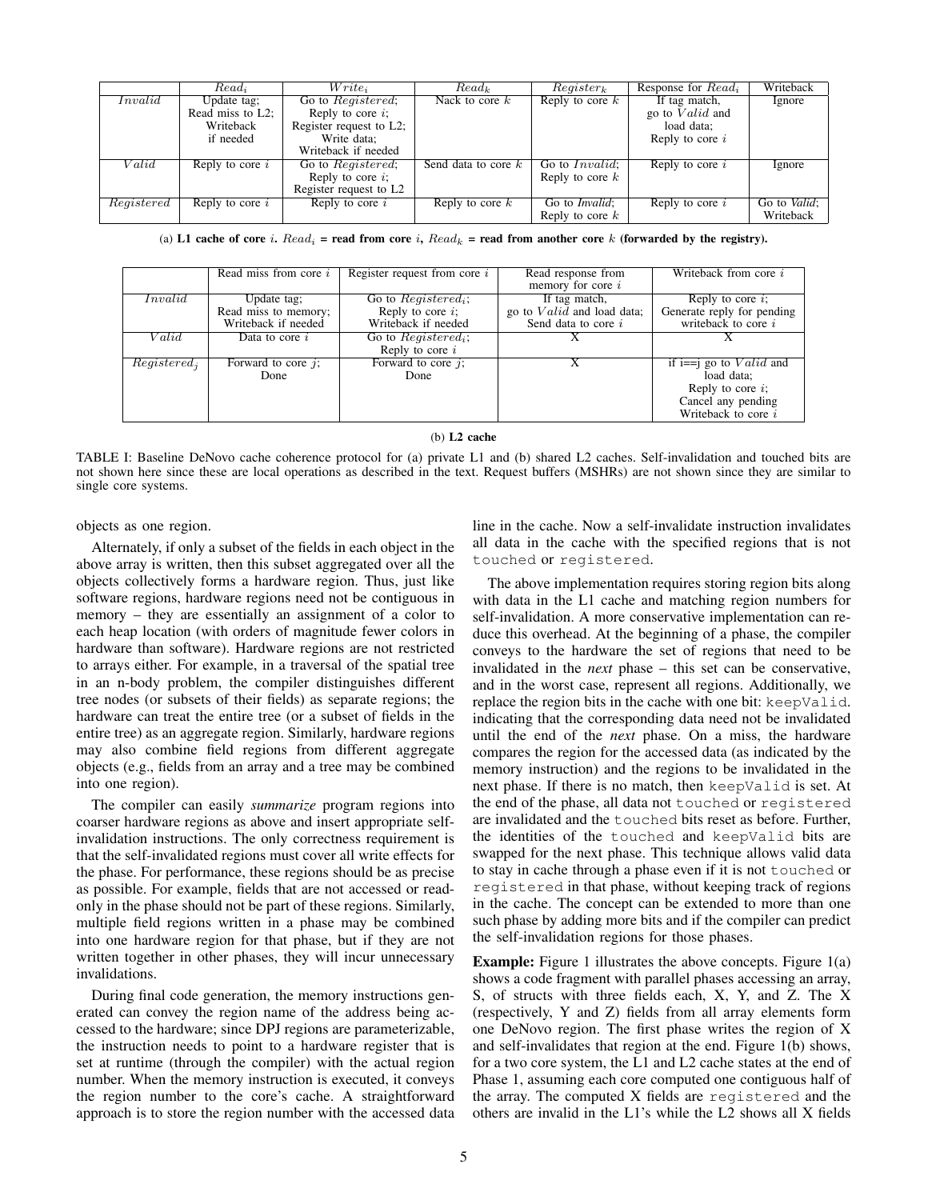|  | $Read_i$ | $Write_i$ | $Read_k$ | $Register_k$ | Response for $Read_i$ | Writeback |
|---|---|---|---|---|---|---|
| $Invalid$ | Update tag; Read miss to L2; Writeback if needed | Go to $Registered$; Reply to core $i$; Register request to L2; Write data; Writeback if needed | Nack to core $k$ | Reply to core $k$ | If tag match, go to $Valid$ and load data; Reply to core $i$ | Ignore |
| $Valid$ | Reply to core $i$ | Go to $Registered$; Reply to core $i$; Register request to L2 | Send data to core $k$ | Go to $Invalid$; Reply to core $k$ | Reply to core $i$ | Ignore |
| $Registered$ | Reply to core $i$ | Reply to core $i$ | Reply to core $k$ | Go to *Invalid*; Reply to core $k$ | Reply to core $i$ | Go to *Valid*; Writeback |

(a) **L1 cache of core $i$. $Read_i$ = read from core $i$, $Read_k$ = read from another core $k$ (forwarded by the registry).**

|  | Read miss from core $i$ | Register request from core $i$ | Read response from memory for core $i$ | Writeback from core $i$ |
|---|---|---|---|---|
| $Invalid$ | Update tag; Read miss to memory; Writeback if needed | Go to $Registered_i$; Reply to core $i$; Writeback if needed | If tag match, go to $Valid$ and load data; Send data to core $i$ | Reply to core $i$; Generate reply for pending writeback to core $i$ |
| $Valid$ | Data to core $i$ | Go to $Registered_i$; Reply to core $i$ | X | X |
| $Registered_j$ | Forward to core $j$; Done | Forward to core $j$; Done | X | if i==j go to $Valid$ and load data; Reply to core $i$; Cancel any pending Writeback to core $i$ |

(b) **L2 cache**

TABLE I: Baseline DeNovo cache coherence protocol for (a) private L1 and (b) shared L2 caches. Self-invalidation and touched bits are not shown here since these are local operations as described in the text. Request buffers (MSHRs) are not shown since they are similar to single core systems.

objects as one region.

Alternately, if only a subset of the fields in each object in the above array is written, then this subset aggregated over all the objects collectively forms a hardware region. Thus, just like software regions, hardware regions need not be contiguous in memory – they are essentially an assignment of a color to each heap location (with orders of magnitude fewer colors in hardware than software). Hardware regions are not restricted to arrays either. For example, in a traversal of the spatial tree in an n-body problem, the compiler distinguishes different tree nodes (or subsets of their fields) as separate regions; the hardware can treat the entire tree (or a subset of fields in the entire tree) as an aggregate region. Similarly, hardware regions may also combine field regions from different aggregate objects (e.g., fields from an array and a tree may be combined into one region).

The compiler can easily *summarize* program regions into coarser hardware regions as above and insert appropriate self-invalidation instructions. The only correctness requirement is that the self-invalidated regions must cover all write effects for the phase. For performance, these regions should be as precise as possible. For example, fields that are not accessed or read-only in the phase should not be part of these regions. Similarly, multiple field regions written in a phase may be combined into one hardware region for that phase, but if they are not written together in other phases, they will incur unnecessary invalidations.

During final code generation, the memory instructions generated can convey the region name of the address being accessed to the hardware; since DPJ regions are parameterizable, the instruction needs to point to a hardware register that is set at runtime (through the compiler) with the actual region number. When the memory instruction is executed, it conveys the region number to the core's cache. A straightforward approach is to store the region number with the accessed data line in the cache. Now a self-invalidate instruction invalidates all data in the cache with the specified regions that is not `touched` or `registered`.

The above implementation requires storing region bits along with data in the L1 cache and matching region numbers for self-invalidation. A more conservative implementation can reduce this overhead. At the beginning of a phase, the compiler conveys to the hardware the set of regions that need to be invalidated in the *next* phase – this set can be conservative, and in the worst case, represent all regions. Additionally, we replace the region bits in the cache with one bit: `keepValid`. indicating that the corresponding data need not be invalidated until the end of the *next* phase. On a miss, the hardware compares the region for the accessed data (as indicated by the memory instruction) and the regions to be invalidated in the next phase. If there is no match, then `keepValid` is set. At the end of the phase, all data not `touched` or `registered` are invalidated and the `touched` bits reset as before. Further, the identities of the `touched` and `keepValid` bits are swapped for the next phase. This technique allows valid data to stay in cache through a phase even if it is not `touched` or `registered` in that phase, without keeping track of regions in the cache. The concept can be extended to more than one such phase by adding more bits and if the compiler can predict the self-invalidation regions for those phases.

**Example:** Figure 1 illustrates the above concepts. Figure 1(a) shows a code fragment with parallel phases accessing an array, S, of structs with three fields each, X, Y, and Z. The X (respectively, Y and Z) fields from all array elements form one DeNovo region. The first phase writes the region of X and self-invalidates that region at the end. Figure 1(b) shows, for a two core system, the L1 and L2 cache states at the end of Phase 1, assuming each core computed one contiguous half of the array. The computed X fields are `registered` and the others are invalid in the L1's while the L2 shows all X fields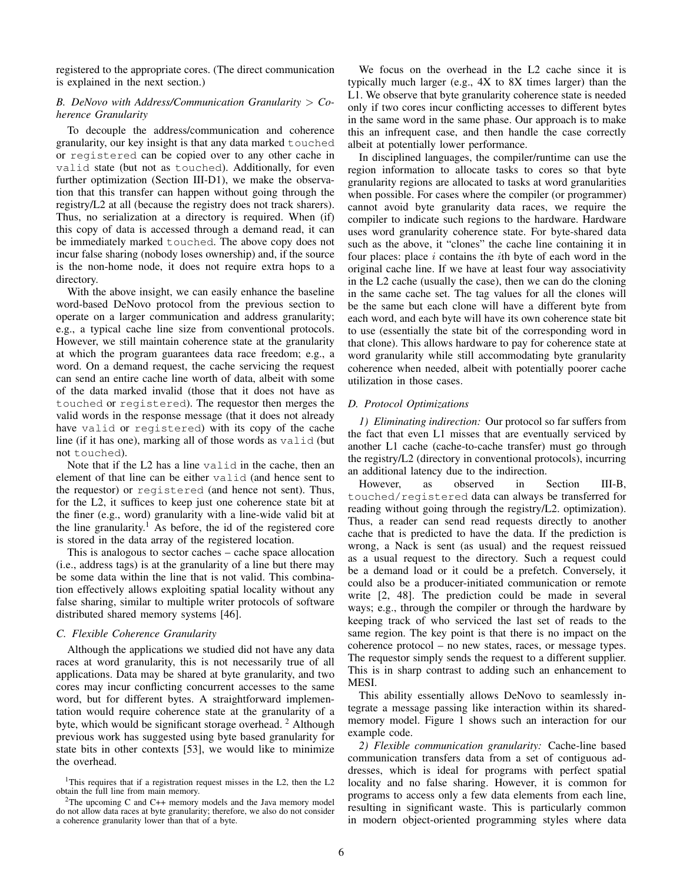registered to the appropriate cores. (The direct communication is explained in the next section.)

### B. DeNovo with Address/Communication Granularity > Coherence Granularity

To decouple the address/communication and coherence granularity, our key insight is that any data marked `touched` or `registered` can be copied over to any other cache in `valid` state (but not as `touched`). Additionally, for even further optimization (Section III-D1), we make the observation that this transfer can happen without going through the registry/L2 at all (because the registry does not track sharers). Thus, no serialization at a directory is required. When (if) this copy of data is accessed through a demand read, it can be immediately marked `touched`. The above copy does not incur false sharing (nobody loses ownership) and, if the source is the non-home node, it does not require extra hops to a directory.

With the above insight, we can easily enhance the baseline word-based DeNovo protocol from the previous section to operate on a larger communication and address granularity; e.g., a typical cache line size from conventional protocols. However, we still maintain coherence state at the granularity at which the program guarantees data race freedom; e.g., a word. On a demand request, the cache servicing the request can send an entire cache line worth of data, albeit with some of the data marked invalid (those that it does not have as `touched` or `registered`). The requestor then merges the valid words in the response message (that it does not already have `valid` or `registered`) with its copy of the cache line (if it has one), marking all of those words as `valid` (but not `touched`).

Note that if the L2 has a line `valid` in the cache, then an element of that line can be either `valid` (and hence sent to the requestor) or `registered` (and hence not sent). Thus, for the L2, it suffices to keep just one coherence state bit at the finer (e.g., word) granularity with a line-wide valid bit at the line granularity.[1] As before, the id of the registered core is stored in the data array of the registered location.

This is analogous to sector caches – cache space allocation (i.e., address tags) is at the granularity of a line but there may be some data within the line that is not valid. This combination effectively allows exploiting spatial locality without any false sharing, similar to multiple writer protocols of software distributed shared memory systems [46].

### C. Flexible Coherence Granularity

Although the applications we studied did not have any data races at word granularity, this is not necessarily true of all applications. Data may be shared at byte granularity, and two cores may incur conflicting concurrent accesses to the same word, but for different bytes. A straightforward implementation would require coherence state at the granularity of a byte, which would be significant storage overhead.[2] Although previous work has suggested using byte based granularity for state bits in other contexts [53], we would like to minimize the overhead.

We focus on the overhead in the L2 cache since it is typically much larger (e.g., 4X to 8X times larger) than the L1. We observe that byte granularity coherence state is needed only if two cores incur conflicting accesses to different bytes in the same word in the same phase. Our approach is to make this an infrequent case, and then handle the case correctly albeit at potentially lower performance.

In disciplined languages, the compiler/runtime can use the region information to allocate tasks to cores so that byte granularity regions are allocated to tasks at word granularities when possible. For cases where the compiler (or programmer) cannot avoid byte granularity data races, we require the compiler to indicate such regions to the hardware. Hardware uses word granularity coherence state. For byte-shared data such as the above, it "clones" the cache line containing it in four places: place $i$ contains the $i$th byte of each word in the original cache line. If we have at least four way associativity in the L2 cache (usually the case), then we can do the cloning in the same cache set. The tag values for all the clones will be the same but each clone will have a different byte from each word, and each byte will have its own coherence state bit to use (essentially the state bit of the corresponding word in that clone). This allows hardware to pay for coherence state at word granularity while still accommodating byte granularity coherence when needed, albeit with potentially poorer cache utilization in those cases.

### D. Protocol Optimizations

*1) Eliminating indirection:* Our protocol so far suffers from the fact that even L1 misses that are eventually serviced by another L1 cache (cache-to-cache transfer) must go through the registry/L2 (directory in conventional protocols), incurring an additional latency due to the indirection.

However, as observed in Section III-B, `touched`/`registered` data can always be transferred for reading without going through the registry/L2. optimization). Thus, a reader can send read requests directly to another cache that is predicted to have the data. If the prediction is wrong, a Nack is sent (as usual) and the request reissued as a usual request to the directory. Such a request could be a demand load or it could be a prefetch. Conversely, it could also be a producer-initiated communication or remote write [2, 48]. The prediction could be made in several ways; e.g., through the compiler or through the hardware by keeping track of who serviced the last set of reads to the same region. The key point is that there is no impact on the coherence protocol – no new states, races, or message types. The requestor simply sends the request to a different supplier. This is in sharp contrast to adding such an enhancement to MESI.

This ability essentially allows DeNovo to seamlessly integrate a message passing like interaction within its shared-memory model. Figure 1 shows such an interaction for our example code.

*2) Flexible communication granularity:* Cache-line based communication transfers data from a set of contiguous addresses, which is ideal for programs with perfect spatial locality and no false sharing. However, it is common for programs to access only a few data elements from each line, resulting in significant waste. This is particularly common in modern object-oriented programming styles where data

[1] This requires that if a registration request misses in the L2, then the L2 obtain the full line from main memory.

[2] The upcoming C and C++ memory models and the Java memory model do not allow data races at byte granularity; therefore, we also do not consider a coherence granularity lower than that of a byte.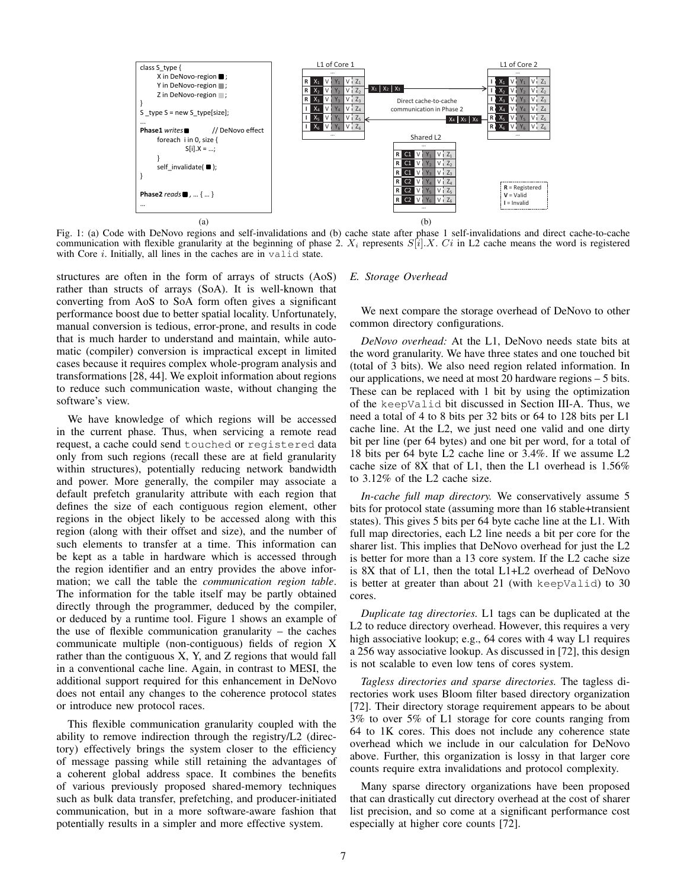```
class S_type {
    X in DeNovo-region ■ ;
    Y in DeNovo-region ■ ;
    Z in DeNovo-region ■ ;
}
S _type S = new S_type[size];
...
Phase1 writes ■          // DeNovo effect
    foreach  i in 0, size {
        S[i].X = ...;
    }
    self_invalidate( ■ );
}

Phase2 reads ■ , ... { ... }
...
```

Fig. 1: (a) Code with DeNovo regions and self-invalidations and (b) cache state after phase 1 self-invalidations and direct cache-to-cache communication with flexible granularity at the beginning of phase 2. $X_i$ represents $S[i].X$. $Ci$ in L2 cache means the word is registered with Core $i$. Initially, all lines in the caches are in `valid` state.

structures are often in the form of arrays of structs (AoS) rather than structs of arrays (SoA). It is well-known that converting from AoS to SoA form often gives a significant performance boost due to better spatial locality. Unfortunately, manual conversion is tedious, error-prone, and results in code that is much harder to understand and maintain, while automatic (compiler) conversion is impractical except in limited cases because it requires complex whole-program analysis and transformations [28, 44]. We exploit information about regions to reduce such communication waste, without changing the software's view.

We have knowledge of which regions will be accessed in the current phase. Thus, when servicing a remote read request, a cache could send `touched` or `registered` data only from such regions (recall these are at field granularity within structures), potentially reducing network bandwidth and power. More generally, the compiler may associate a default prefetch granularity attribute with each region that defines the size of each contiguous region element, other regions in the object likely to be accessed along with this region (along with their offset and size), and the number of such elements to transfer at a time. This information can be kept as a table in hardware which is accessed through the region identifier and an entry provides the above information; we call the table the *communication region table*. The information for the table itself may be partly obtained directly through the programmer, deduced by the compiler, or deduced by a runtime tool. Figure 1 shows an example of the use of flexible communication granularity – the caches communicate multiple (non-contiguous) fields of region X rather than the contiguous X, Y, and Z regions that would fall in a conventional cache line. Again, in contrast to MESI, the additional support required for this enhancement in DeNovo does not entail any changes to the coherence protocol states or introduce new protocol races.

This flexible communication granularity coupled with the ability to remove indirection through the registry/L2 (directory) effectively brings the system closer to the efficiency of message passing while still retaining the advantages of a coherent global address space. It combines the benefits of various previously proposed shared-memory techniques such as bulk data transfer, prefetching, and producer-initiated communication, but in a more software-aware fashion that potentially results in a simpler and more effective system.

### E. Storage Overhead

We next compare the storage overhead of DeNovo to other common directory configurations.

*DeNovo overhead:* At the L1, DeNovo needs state bits at the word granularity. We have three states and one touched bit (total of 3 bits). We also need region related information. In our applications, we need at most 20 hardware regions – 5 bits. These can be replaced with 1 bit by using the optimization of the `keepValid` bit discussed in Section III-A. Thus, we need a total of 4 to 8 bits per 32 bits or 64 to 128 bits per L1 cache line. At the L2, we just need one valid and one dirty bit per line (per 64 bytes) and one bit per word, for a total of 18 bits per 64 byte L2 cache line or 3.4%. If we assume L2 cache size of 8X that of L1, then the L1 overhead is 1.56% to 3.12% of the L2 cache size.

*In-cache full map directory.* We conservatively assume 5 bits for protocol state (assuming more than 16 stable+transient states). This gives 5 bits per 64 byte cache line at the L1. With full map directories, each L2 line needs a bit per core for the sharer list. This implies that DeNovo overhead for just the L2 is better for more than a 13 core system. If the L2 cache size is 8X that of L1, then the total L1+L2 overhead of DeNovo is better at greater than about 21 (with `keepValid`) to 30 cores.

*Duplicate tag directories.* L1 tags can be duplicated at the L2 to reduce directory overhead. However, this requires a very high associative lookup; e.g., 64 cores with 4 way L1 requires a 256 way associative lookup. As discussed in [72], this design is not scalable to even low tens of cores system.

*Tagless directories and sparse directories.* The tagless directories work uses Bloom filter based directory organization [72]. Their directory storage requirement appears to be about 3% to over 5% of L1 storage for core counts ranging from 64 to 1K cores. This does not include any coherence state overhead which we include in our calculation for DeNovo above. Further, this organization is lossy in that larger core counts require extra invalidations and protocol complexity.

Many sparse directory organizations have been proposed that can drastically cut directory overhead at the cost of sharer list precision, and so come at a significant performance cost especially at higher core counts [72].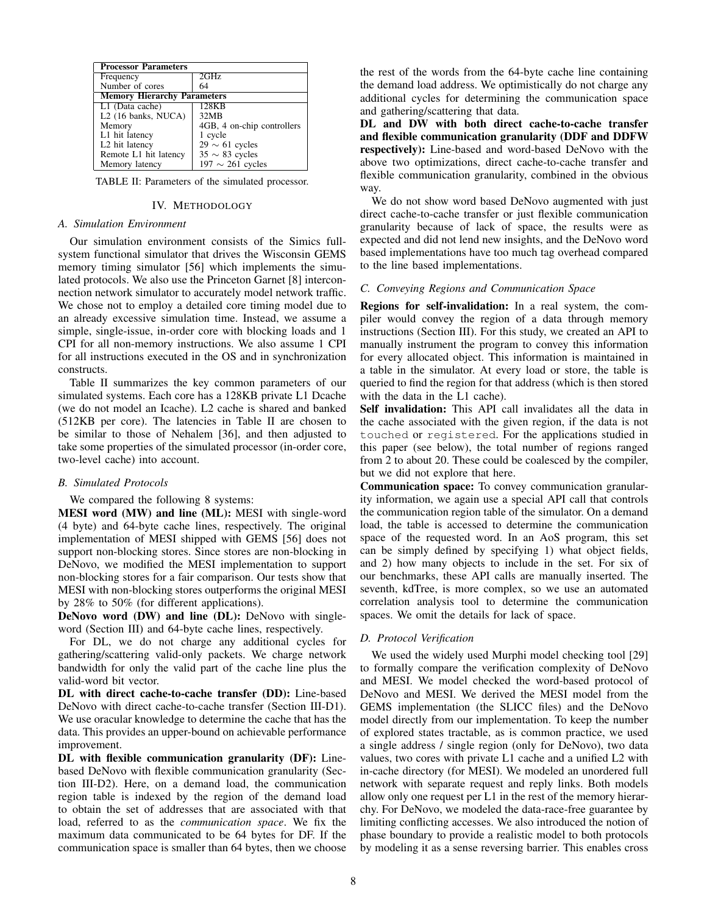| Processor Parameters | |
|---|---|
| Frequency | 2GHz |
| Number of cores | 64 |
| **Memory Hierarchy Parameters** | |
| L1 (Data cache) | 128KB |
| L2 (16 banks, NUCA) | 32MB |
| Memory | 4GB, 4 on-chip controllers |
| L1 hit latency | 1 cycle |
| L2 hit latency | $29 \sim 61$ cycles |
| Remote L1 hit latency | $35 \sim 83$ cycles |
| Memory latency | $197 \sim 261$ cycles |

TABLE II: Parameters of the simulated processor.

## IV. METHODOLOGY

### *A. Simulation Environment*

Our simulation environment consists of the Simics full-system functional simulator that drives the Wisconsin GEMS memory timing simulator [56] which implements the simulated protocols. We also use the Princeton Garnet [8] interconnection network simulator to accurately model network traffic. We chose not to employ a detailed core timing model due to an already excessive simulation time. Instead, we assume a simple, single-issue, in-order core with blocking loads and 1 CPI for all non-memory instructions. We also assume 1 CPI for all instructions executed in the OS and in synchronization constructs.

Table II summarizes the key common parameters of our simulated systems. Each core has a 128KB private L1 Dcache (we do not model an Icache). L2 cache is shared and banked (512KB per core). The latencies in Table II are chosen to be similar to those of Nehalem [36], and then adjusted to take some properties of the simulated processor (in-order core, two-level cache) into account.

### *B. Simulated Protocols*

We compared the following 8 systems:

**MESI word (MW) and line (ML):** MESI with single-word (4 byte) and 64-byte cache lines, respectively. The original implementation of MESI shipped with GEMS [56] does not support non-blocking stores. Since stores are non-blocking in DeNovo, we modified the MESI implementation to support non-blocking stores for a fair comparison. Our tests show that MESI with non-blocking stores outperforms the original MESI by 28% to 50% (for different applications).

**DeNovo word (DW) and line (DL):** DeNovo with single-word (Section III) and 64-byte cache lines, respectively.

For DL, we do not charge any additional cycles for gathering/scattering valid-only packets. We charge network bandwidth for only the valid part of the cache line plus the valid-word bit vector.

**DL with direct cache-to-cache transfer (DD):** Line-based DeNovo with direct cache-to-cache transfer (Section III-D1). We use oracular knowledge to determine the cache that has the data. This provides an upper-bound on achievable performance improvement.

**DL with flexible communication granularity (DF):** Line-based DeNovo with flexible communication granularity (Section III-D2). Here, on a demand load, the communication region table is indexed by the region of the demand load to obtain the set of addresses that are associated with that load, referred to as the *communication space*. We fix the maximum data communicated to be 64 bytes for DF. If the communication space is smaller than 64 bytes, then we choose the rest of the words from the 64-byte cache line containing the demand load address. We optimistically do not charge any additional cycles for determining the communication space and gathering/scattering that data.

**DL and DW with both direct cache-to-cache transfer and flexible communication granularity (DDF and DDFW respectively):** Line-based and word-based DeNovo with the above two optimizations, direct cache-to-cache transfer and flexible communication granularity, combined in the obvious way.

We do not show word based DeNovo augmented with just direct cache-to-cache transfer or just flexible communication granularity because of lack of space, the results were as expected and did not lend new insights, and the DeNovo word based implementations have too much tag overhead compared to the line based implementations.

### *C. Conveying Regions and Communication Space*

**Regions for self-invalidation:** In a real system, the compiler would convey the region of a data through memory instructions (Section III). For this study, we created an API to manually instrument the program to convey this information for every allocated object. This information is maintained in a table in the simulator. At every load or store, the table is queried to find the region for that address (which is then stored with the data in the L1 cache).

**Self invalidation:** This API call invalidates all the data in the cache associated with the given region, if the data is not `touched` or `registered`. For the applications studied in this paper (see below), the total number of regions ranged from 2 to about 20. These could be coalesced by the compiler, but we did not explore that here.

**Communication space:** To convey communication granularity information, we again use a special API call that controls the communication region table of the simulator. On a demand load, the table is accessed to determine the communication space of the requested word. In an AoS program, this set can be simply defined by specifying 1) what object fields, and 2) how many objects to include in the set. For six of our benchmarks, these API calls are manually inserted. The seventh, kdTree, is more complex, so we use an automated correlation analysis tool to determine the communication spaces. We omit the details for lack of space.

### *D. Protocol Verification*

We used the widely used Murphi model checking tool [29] to formally compare the verification complexity of DeNovo and MESI. We model checked the word-based protocol of DeNovo and MESI. We derived the MESI model from the GEMS implementation (the SLICC files) and the DeNovo model directly from our implementation. To keep the number of explored states tractable, as is common practice, we used a single address / single region (only for DeNovo), two data values, two cores with private L1 cache and a unified L2 with in-cache directory (for MESI). We modeled an unordered full network with separate request and reply links. Both models allow only one request per L1 in the rest of the memory hierarchy. For DeNovo, we modeled the data-race-free guarantee by limiting conflicting accesses. We also introduced the notion of phase boundary to provide a realistic model to both protocols by modeling it as a sense reversing barrier. This enables cross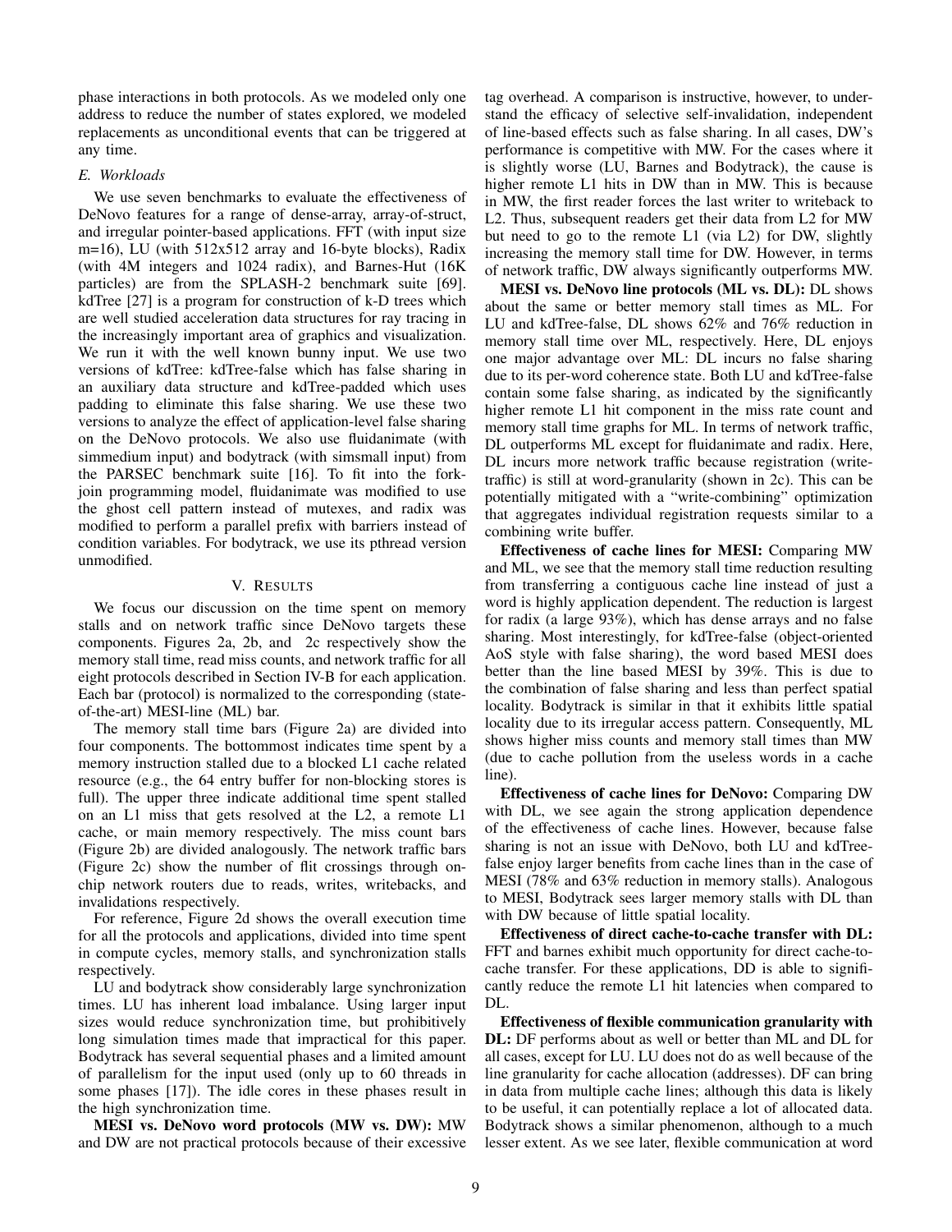phase interactions in both protocols. As we modeled only one address to reduce the number of states explored, we modeled replacements as unconditional events that can be triggered at any time.

### E. Workloads

We use seven benchmarks to evaluate the effectiveness of DeNovo features for a range of dense-array, array-of-struct, and irregular pointer-based applications. FFT (with input size m=16), LU (with 512x512 array and 16-byte blocks), Radix (with 4M integers and 1024 radix), and Barnes-Hut (16K particles) are from the SPLASH-2 benchmark suite [69]. kdTree [27] is a program for construction of k-D trees which are well studied acceleration data structures for ray tracing in the increasingly important area of graphics and visualization. We run it with the well known bunny input. We use two versions of kdTree: kdTree-false which has false sharing in an auxiliary data structure and kdTree-padded which uses padding to eliminate this false sharing. We use these two versions to analyze the effect of application-level false sharing on the DeNovo protocols. We also use fluidanimate (with simmedium input) and bodytrack (with simsmall input) from the PARSEC benchmark suite [16]. To fit into the fork-join programming model, fluidanimate was modified to use the ghost cell pattern instead of mutexes, and radix was modified to perform a parallel prefix with barriers instead of condition variables. For bodytrack, we use its pthread version unmodified.

## V. Results

We focus our discussion on the time spent on memory stalls and on network traffic since DeNovo targets these components. Figures 2a, 2b, and 2c respectively show the memory stall time, read miss counts, and network traffic for all eight protocols described in Section IV-B for each application. Each bar (protocol) is normalized to the corresponding (state-of-the-art) MESI-line (ML) bar.

The memory stall time bars (Figure 2a) are divided into four components. The bottommost indicates time spent by a memory instruction stalled due to a blocked L1 cache related resource (e.g., the 64 entry buffer for non-blocking stores is full). The upper three indicate additional time spent stalled on an L1 miss that gets resolved at the L2, a remote L1 cache, or main memory respectively. The miss count bars (Figure 2b) are divided analogously. The network traffic bars (Figure 2c) show the number of flit crossings through on-chip network routers due to reads, writes, writebacks, and invalidations respectively.

For reference, Figure 2d shows the overall execution time for all the protocols and applications, divided into time spent in compute cycles, memory stalls, and synchronization stalls respectively.

LU and bodytrack show considerably large synchronization times. LU has inherent load imbalance. Using larger input sizes would reduce synchronization time, but prohibitively long simulation times made that impractical for this paper. Bodytrack has several sequential phases and a limited amount of parallelism for the input used (only up to 60 threads in some phases [17]). The idle cores in these phases result in the high synchronization time.

**MESI vs. DeNovo word protocols (MW vs. DW):** MW and DW are not practical protocols because of their excessive tag overhead. A comparison is instructive, however, to understand the efficacy of selective self-invalidation, independent of line-based effects such as false sharing. In all cases, DW's performance is competitive with MW. For the cases where it is slightly worse (LU, Barnes and Bodytrack), the cause is higher remote L1 hits in DW than in MW. This is because in MW, the first reader forces the last writer to writeback to L2. Thus, subsequent readers get their data from L2 for MW but need to go to the remote L1 (via L2) for DW, slightly increasing the memory stall time for DW. However, in terms of network traffic, DW always significantly outperforms MW.

**MESI vs. DeNovo line protocols (ML vs. DL):** DL shows about the same or better memory stall times as ML. For LU and kdTree-false, DL shows 62% and 76% reduction in memory stall time over ML, respectively. Here, DL enjoys one major advantage over ML: DL incurs no false sharing due to its per-word coherence state. Both LU and kdTree-false contain some false sharing, as indicated by the significantly higher remote L1 hit component in the miss rate count and memory stall time graphs for ML. In terms of network traffic, DL outperforms ML except for fluidanimate and radix. Here, DL incurs more network traffic because registration (write-traffic) is still at word-granularity (shown in 2c). This can be potentially mitigated with a "write-combining" optimization that aggregates individual registration requests similar to a combining write buffer.

**Effectiveness of cache lines for MESI:** Comparing MW and ML, we see that the memory stall time reduction resulting from transferring a contiguous cache line instead of just a word is highly application dependent. The reduction is largest for radix (a large 93%), which has dense arrays and no false sharing. Most interestingly, for kdTree-false (object-oriented AoS style with false sharing), the word based MESI does better than the line based MESI by 39%. This is due to the combination of false sharing and less than perfect spatial locality. Bodytrack is similar in that it exhibits little spatial locality due to its irregular access pattern. Consequently, ML shows higher miss counts and memory stall times than MW (due to cache pollution from the useless words in a cache line).

**Effectiveness of cache lines for DeNovo:** Comparing DW with DL, we see again the strong application dependence of the effectiveness of cache lines. However, because false sharing is not an issue with DeNovo, both LU and kdTree-false enjoy larger benefits from cache lines than in the case of MESI (78% and 63% reduction in memory stalls). Analogous to MESI, Bodytrack sees larger memory stalls with DL than with DW because of little spatial locality.

**Effectiveness of direct cache-to-cache transfer with DL:** FFT and barnes exhibit much opportunity for direct cache-to-cache transfer. For these applications, DD is able to significantly reduce the remote L1 hit latencies when compared to DL.

**Effectiveness of flexible communication granularity with DL:** DF performs about as well or better than ML and DL for all cases, except for LU. LU does not do as well because of the line granularity for cache allocation (addresses). DF can bring in data from multiple cache lines; although this data is likely to be useful, it can potentially replace a lot of allocated data. Bodytrack shows a similar phenomenon, although to a much lesser extent. As we see later, flexible communication at word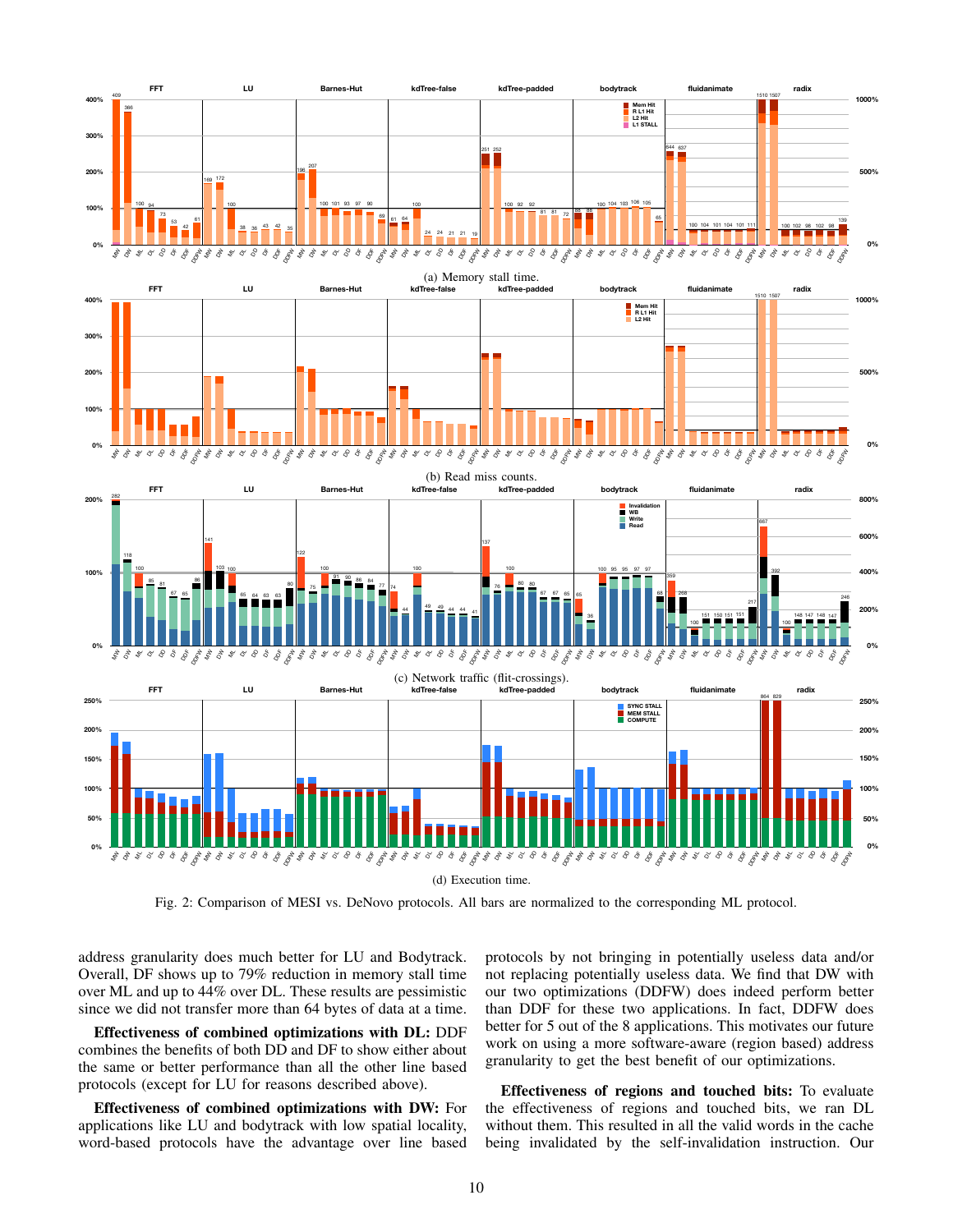(a) Memory stall time.

(b) Read miss counts.

(c) Network traffic (flit-crossings).

(d) Execution time.

Fig. 2: Comparison of MESI vs. DeNovo protocols. All bars are normalized to the corresponding ML protocol.

address granularity does much better for LU and Bodytrack. Overall, DF shows up to 79% reduction in memory stall time over ML and up to 44% over DL. These results are pessimistic since we did not transfer more than 64 bytes of data at a time.

**Effectiveness of combined optimizations with DL:** DDF combines the benefits of both DD and DF to show either about the same or better performance than all the other line based protocols (except for LU for reasons described above).

**Effectiveness of combined optimizations with DW:** For applications like LU and bodytrack with low spatial locality, word-based protocols have the advantage over line based protocols by not bringing in potentially useless data and/or not replacing potentially useless data. We find that DW with our two optimizations (DDFW) does indeed perform better than DDF for these two applications. In fact, DDFW does better for 5 out of the 8 applications. This motivates our future work on using a more software-aware (region based) address granularity to get the best benefit of our optimizations.

**Effectiveness of regions and touched bits:** To evaluate the effectiveness of regions and touched bits, we ran DL without them. This resulted in all the valid words in the cache being invalidated by the self-invalidation instruction. Our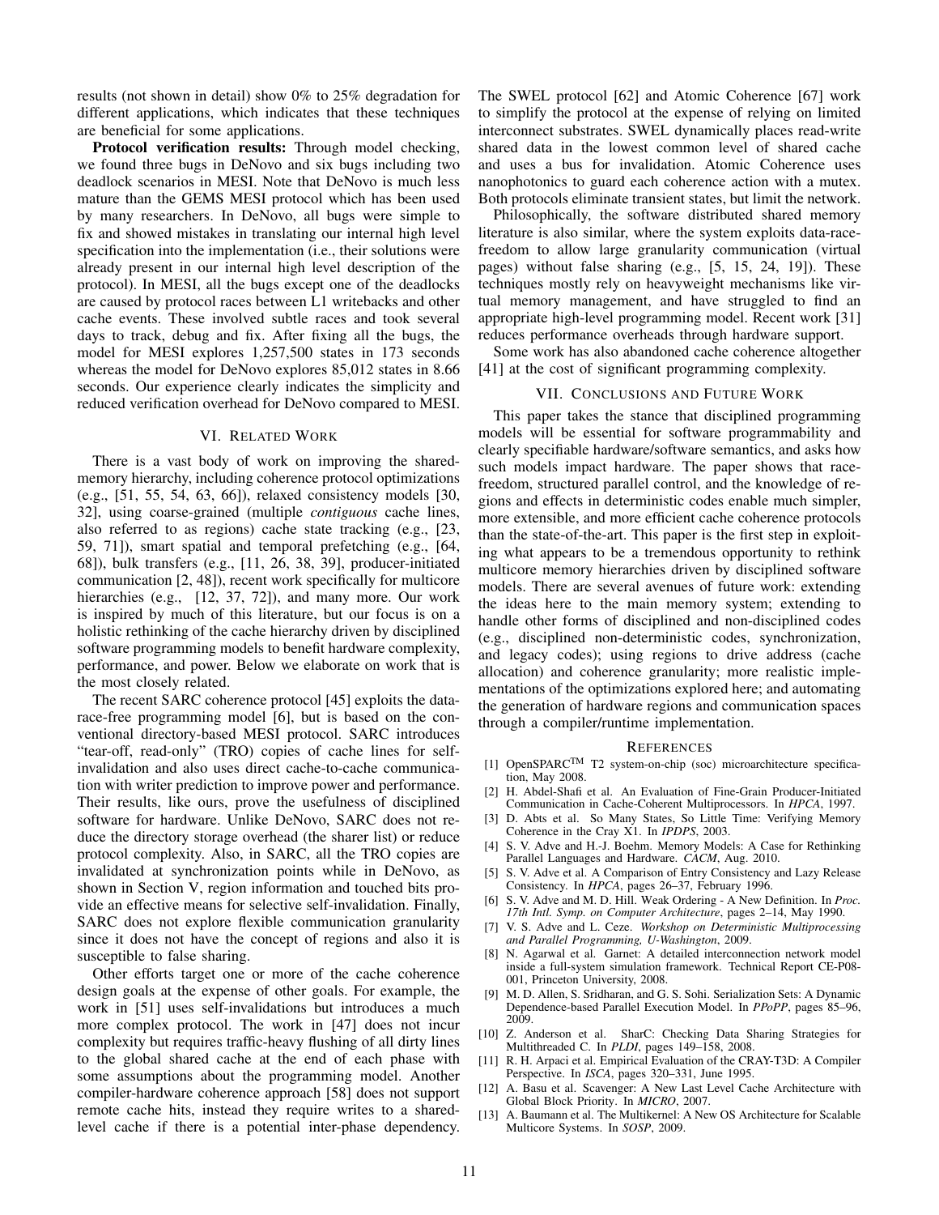results (not shown in detail) show 0% to 25% degradation for different applications, which indicates that these techniques are beneficial for some applications.

**Protocol verification results:** Through model checking, we found three bugs in DeNovo and six bugs including two deadlock scenarios in MESI. Note that DeNovo is much less mature than the GEMS MESI protocol which has been used by many researchers. In DeNovo, all bugs were simple to fix and showed mistakes in translating our internal high level specification into the implementation (i.e., their solutions were already present in our internal high level description of the protocol). In MESI, all the bugs except one of the deadlocks are caused by protocol races between L1 writebacks and other cache events. These involved subtle races and took several days to track, debug and fix. After fixing all the bugs, the model for MESI explores 1,257,500 states in 173 seconds whereas the model for DeNovo explores 85,012 states in 8.66 seconds. Our experience clearly indicates the simplicity and reduced verification overhead for DeNovo compared to MESI.

## VI. Related Work

There is a vast body of work on improving the shared-memory hierarchy, including coherence protocol optimizations (e.g., [51, 55, 54, 63, 66]), relaxed consistency models [30, 32], using coarse-grained (multiple *contiguous* cache lines, also referred to as regions) cache state tracking (e.g., [23, 59, 71]), smart spatial and temporal prefetching (e.g., [64, 68]), bulk transfers (e.g., [11, 26, 38, 39], producer-initiated communication [2, 48]), recent work specifically for multicore hierarchies (e.g., [12, 37, 72]), and many more. Our work is inspired by much of this literature, but our focus is on a holistic rethinking of the cache hierarchy driven by disciplined software programming models to benefit hardware complexity, performance, and power. Below we elaborate on work that is the most closely related.

The recent SARC coherence protocol [45] exploits the data-race-free programming model [6], but is based on the conventional directory-based MESI protocol. SARC introduces "tear-off, read-only" (TRO) copies of cache lines for self-invalidation and also uses direct cache-to-cache communication with writer prediction to improve power and performance. Their results, like ours, prove the usefulness of disciplined software for hardware. Unlike DeNovo, SARC does not reduce the directory storage overhead (the sharer list) or reduce protocol complexity. Also, in SARC, all the TRO copies are invalidated at synchronization points while in DeNovo, as shown in Section V, region information and touched bits provide an effective means for selective self-invalidation. Finally, SARC does not explore flexible communication granularity since it does not have the concept of regions and also it is susceptible to false sharing.

Other efforts target one or more of the cache coherence design goals at the expense of other goals. For example, the work in [51] uses self-invalidations but introduces a much more complex protocol. The work in [47] does not incur complexity but requires traffic-heavy flushing of all dirty lines to the global shared cache at the end of each phase with some assumptions about the programming model. Another compiler-hardware coherence approach [58] does not support remote cache hits, instead they require writes to a shared-level cache if there is a potential inter-phase dependency. The SWEL protocol [62] and Atomic Coherence [67] work to simplify the protocol at the expense of relying on limited interconnect substrates. SWEL dynamically places read-write shared data in the lowest common level of shared cache and uses a bus for invalidation. Atomic Coherence uses nanophotonics to guard each coherence action with a mutex. Both protocols eliminate transient states, but limit the network.

Philosophically, the software distributed shared memory literature is also similar, where the system exploits data-race-freedom to allow large granularity communication (virtual pages) without false sharing (e.g., [5, 15, 24, 19]). These techniques mostly rely on heavyweight mechanisms like virtual memory management, and have struggled to find an appropriate high-level programming model. Recent work [31] reduces performance overheads through hardware support.

Some work has also abandoned cache coherence altogether [41] at the cost of significant programming complexity.

## VII. Conclusions and Future Work

This paper takes the stance that disciplined programming models will be essential for software programmability and clearly specifiable hardware/software semantics, and asks how such models impact hardware. The paper shows that race-freedom, structured parallel control, and the knowledge of regions and effects in deterministic codes enable much simpler, more extensible, and more efficient cache coherence protocols than the state-of-the-art. This paper is the first step in exploiting what appears to be a tremendous opportunity to rethink multicore memory hierarchies driven by disciplined software models. There are several avenues of future work: extending the ideas here to the main memory system; extending to handle other forms of disciplined and non-disciplined codes (e.g., disciplined non-deterministic codes, synchronization, and legacy codes); using regions to drive address (cache allocation) and coherence granularity; more realistic implementations of the optimizations explored here; and automating the generation of hardware regions and communication spaces through a compiler/runtime implementation.

## References

[1] OpenSPARC™ T2 system-on-chip (soc) microarchitecture specification, May 2008.

[2] H. Abdel-Shafi et al. An Evaluation of Fine-Grain Producer-Initiated Communication in Cache-Coherent Multiprocessors. In *HPCA*, 1997.

[3] D. Abts et al. So Many States, So Little Time: Verifying Memory Coherence in the Cray X1. In *IPDPS*, 2003.

[4] S. V. Adve and H.-J. Boehm. Memory Models: A Case for Rethinking Parallel Languages and Hardware. *CACM*, Aug. 2010.

[5] S. V. Adve et al. A Comparison of Entry Consistency and Lazy Release Consistency. In *HPCA*, pages 26–37, February 1996.

[6] S. V. Adve and M. D. Hill. Weak Ordering - A New Definition. In *Proc. 17th Intl. Symp. on Computer Architecture*, pages 2–14, May 1990.

[7] V. S. Adve and L. Ceze. *Workshop on Deterministic Multiprocessing and Parallel Programming, U-Washington*, 2009.

[8] N. Agarwal et al. Garnet: A detailed interconnection network model inside a full-system simulation framework. Technical Report CE-P08-001, Princeton University, 2008.

[9] M. D. Allen, S. Sridharan, and G. S. Sohi. Serialization Sets: A Dynamic Dependence-based Parallel Execution Model. In *PPoPP*, pages 85–96, 2009.

[10] Z. Anderson et al. SharC: Checking Data Sharing Strategies for Multithreaded C. In *PLDI*, pages 149–158, 2008.

[11] R. H. Arpaci et al. Empirical Evaluation of the CRAY-T3D: A Compiler Perspective. In *ISCA*, pages 320–331, June 1995.

[12] A. Basu et al. Scavenger: A New Last Level Cache Architecture with Global Block Priority. In *MICRO*, 2007.

[13] A. Baumann et al. The Multikernel: A New OS Architecture for Scalable Multicore Systems. In *SOSP*, 2009.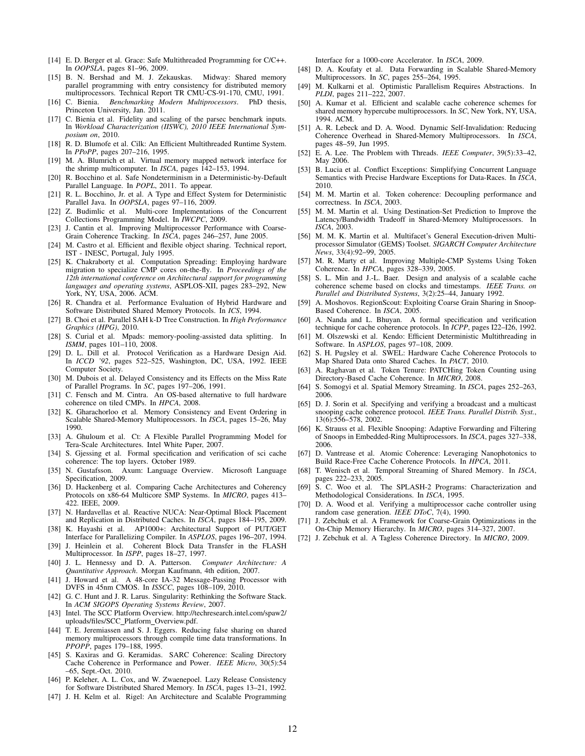[14] E. D. Berger et al. Grace: Safe Multithreaded Programming for C/C++. In *OOPSLA*, pages 81–96, 2009.

[15] B. N. Bershad and M. J. Zekauskas. Midway: Shared memory parallel programming with entry consistency for distributed memory multiprocessors. Technical Report TR CMU-CS-91-170, CMU, 1991.

[16] C. Bienia. *Benchmarking Modern Multiprocessors*. PhD thesis, Princeton University, Jan. 2011.

[17] C. Bienia et al. Fidelity and scaling of the parsec benchmark inputs. In *Workload Characterization (IISWC), 2010 IEEE International Symposium on*, 2010.

[18] R. D. Blumofe et al. Cilk: An Efficient Multithreaded Runtime System. In *PPoPP*, pages 207–216, 1995.

[19] M. A. Blumrich et al. Virtual memory mapped network interface for the shrimp multicomputer. In *ISCA*, pages 142–153, 1994.

[20] R. Bocchino et al. Safe Nondeterminism in a Deterministic-by-Default Parallel Language. In *POPL*, 2011. To appear.

[21] R. L. Bocchino, Jr. et al. A Type and Effect System for Deterministic Parallel Java. In *OOPSLA*, pages 97–116, 2009.

[22] Z. Budimlic et al. Multi-core Implementations of the Concurrent Collections Programming Model. In *IWCPC*, 2009.

[23] J. Cantin et al. Improving Multiprocessor Performance with Coarse-Grain Coherence Tracking. In *ISCA*, pages 246–257, June 2005.

[24] M. Castro et al. Efficient and flexible object sharing. Technical report, IST - INESC, Portugal, July 1995.

[25] K. Chakraborty et al. Computation Spreading: Employing hardware migration to specialize CMP cores on-the-fly. In *Proceedings of the 12th international conference on Architectural support for programming languages and operating systems*, ASPLOS-XII, pages 283–292, New York, NY, USA, 2006. ACM.

[26] R. Chandra et al. Performance Evaluation of Hybrid Hardware and Software Distributed Shared Memory Protocols. In *ICS*, 1994.

[27] B. Choi et al. Parallel SAH k-D Tree Construction. In *High Performance Graphics (HPG)*, 2010.

[28] S. Curial et al. Mpads: memory-pooling-assisted data splitting. In *ISMM*, pages 101–110, 2008.

[29] D. L. Dill et al. Protocol Verification as a Hardware Design Aid. In *ICCD '92*, pages 522–525, Washington, DC, USA, 1992. IEEE Computer Society.

[30] M. Dubois et al. Delayed Consistency and its Effects on the Miss Rate of Parallel Programs. In *SC*, pages 197–206, 1991.

[31] C. Fensch and M. Cintra. An OS-based alternative to full hardware coherence on tiled CMPs. In *HPCA*, 2008.

[32] K. Gharachorloo et al. Memory Consistency and Event Ordering in Scalable Shared-Memory Multiprocessors. In *ISCA*, pages 15–26, May 1990.

[33] A. Ghuloum et al. Ct: A Flexible Parallel Programming Model for Tera-Scale Architectures. Intel White Paper, 2007.

[34] S. Gjessing et al. Formal specification and verification of sci cache coherence: The top layers. October 1989.

[35] N. Gustafsson. Axum: Language Overview. Microsoft Language Specification, 2009.

[36] D. Hackenberg et al. Comparing Cache Architectures and Coherency Protocols on x86-64 Multicore SMP Systems. In *MICRO*, pages 413–422. IEEE, 2009.

[37] N. Hardavellas et al. Reactive NUCA: Near-Optimal Block Placement and Replication in Distributed Caches. In *ISCA*, pages 184–195, 2009.

[38] K. Hayashi et al. AP1000+: Architectural Support of PUT/GET Interface for Parallelizing Compiler. In *ASPLOS*, pages 196–207, 1994.

[39] J. Heinlein et al. Coherent Block Data Transfer in the FLASH Multiprocessor. In *ISPP*, pages 18–27, 1997.

[40] J. L. Hennessy and D. A. Patterson. *Computer Architecture: A Quantitative Approach*. Morgan Kaufmann, 4th edition, 2007.

[41] J. Howard et al. A 48-core IA-32 Message-Passing Processor with DVFS in 45nm CMOS. In *ISSCC*, pages 108–109, 2010.

[42] G. C. Hunt and J. R. Larus. Singularity: Rethinking the Software Stack. In *ACM SIGOPS Operating Systems Review*, 2007.

[43] Intel. The SCC Platform Overview. http://techresearch.intel.com/spaw2/uploads/files/SCC_Platform_Overview.pdf.

[44] T. E. Jeremiassen and S. J. Eggers. Reducing false sharing on shared memory multiprocessors through compile time data transformations. In *PPOPP*, pages 179–188, 1995.

[45] S. Kaxiras and G. Keramidas. SARC Coherence: Scaling Directory Cache Coherence in Performance and Power. *IEEE Micro*, 30(5):54–65, Sept.-Oct. 2010.

[46] P. Keleher, A. L. Cox, and W. Zwaenepoel. Lazy Release Consistency for Software Distributed Shared Memory. In *ISCA*, pages 13–21, 1992.

[47] J. H. Kelm et al. Rigel: An Architecture and Scalable Programming Interface for a 1000-core Accelerator. In *ISCA*, 2009.

[48] D. A. Koufaty et al. Data Forwarding in Scalable Shared-Memory Multiprocessors. In *SC*, pages 255–264, 1995.

[49] M. Kulkarni et al. Optimistic Parallelism Requires Abstractions. In *PLDI*, pages 211–222, 2007.

[50] A. Kumar et al. Efficient and scalable cache coherence schemes for shared memory hypercube multiprocessors. In *SC*, New York, NY, USA, 1994. ACM.

[51] A. R. Lebeck and D. A. Wood. Dynamic Self-Invalidation: Reducing Coherence Overhead in Shared-Memory Multiprocessors. In *ISCA*, pages 48–59, Jun 1995.

[52] E. A. Lee. The Problem with Threads. *IEEE Computer*, 39(5):33–42, May 2006.

[53] B. Lucia et al. Conflict Exceptions: Simplifying Concurrent Language Semantics with Precise Hardware Exceptions for Data-Races. In *ISCA*, 2010.

[54] M. M. Martin et al. Token coherence: Decoupling performance and correctness. In *ISCA*, 2003.

[55] M. M. Martin et al. Using Destination-Set Prediction to Improve the Latency/Bandwidth Tradeoff in Shared-Memory Multiprocessors. In *ISCA*, 2003.

[56] M. M. K. Martin et al. Multifacet's General Execution-driven Multiprocessor Simulator (GEMS) Toolset. *SIGARCH Computer Architecture News*, 33(4):92–99, 2005.

[57] M. R. Marty et al. Improving Multiple-CMP Systems Using Token Coherence. In *HPCA*, pages 328–339, 2005.

[58] S. L. Min and J.-L. Baer. Design and analysis of a scalable cache coherence scheme based on clocks and timestamps. *IEEE Trans. on Parallel and Distributed Systems*, 3(2):25–44, January 1992.

[59] A. Moshovos. RegionScout: Exploiting Coarse Grain Sharing in Snoop-Based Coherence. In *ISCA*, 2005.

[60] A. Nanda and L. Bhuyan. A formal specification and verification technique for cache coherence protocols. In *ICPP*, pages I22–I26, 1992.

[61] M. Olszewski et al. Kendo: Efficient Deterministic Multithreading in Software. In *ASPLOS*, pages 97–108, 2009.

[62] S. H. Pugsley et al. SWEL: Hardware Cache Coherence Protocols to Map Shared Data onto Shared Caches. In *PACT*, 2010.

[63] A. Raghavan et al. Token Tenure: PATCHing Token Counting using Directory-Based Cache Coherence. In *MICRO*, 2008.

[64] S. Somogyi et al. Spatial Memory Streaming. In *ISCA*, pages 252–263, 2006.

[65] D. J. Sorin et al. Specifying and verifying a broadcast and a multicast snooping cache coherence protocol. *IEEE Trans. Parallel Distrib. Syst.*, 13(6):556–578, 2002.

[66] K. Strauss et al. Flexible Snooping: Adaptive Forwarding and Filtering of Snoops in Embedded-Ring Multiprocessors. In *ISCA*, pages 327–338, 2006.

[67] D. Vantrease et al. Atomic Coherence: Leveraging Nanophotonics to Build Race-Free Cache Coherence Protocols. In *HPCA*, 2011.

[68] T. Wenisch et al. Temporal Streaming of Shared Memory. In *ISCA*, pages 222–233, 2005.

[69] S. C. Woo et al. The SPLASH-2 Programs: Characterization and Methodological Considerations. In *ISCA*, 1995.

[70] D. A. Wood et al. Verifying a multiprocessor cache controller using random case generation. *IEEE DToC*, 7(4), 1990.

[71] J. Zebchuk et al. A Framework for Coarse-Grain Optimizations in the On-Chip Memory Hierarchy. In *MICRO*, pages 314–327, 2007.

[72] J. Zebchuk et al. A Tagless Coherence Directory. In *MICRO*, 2009.